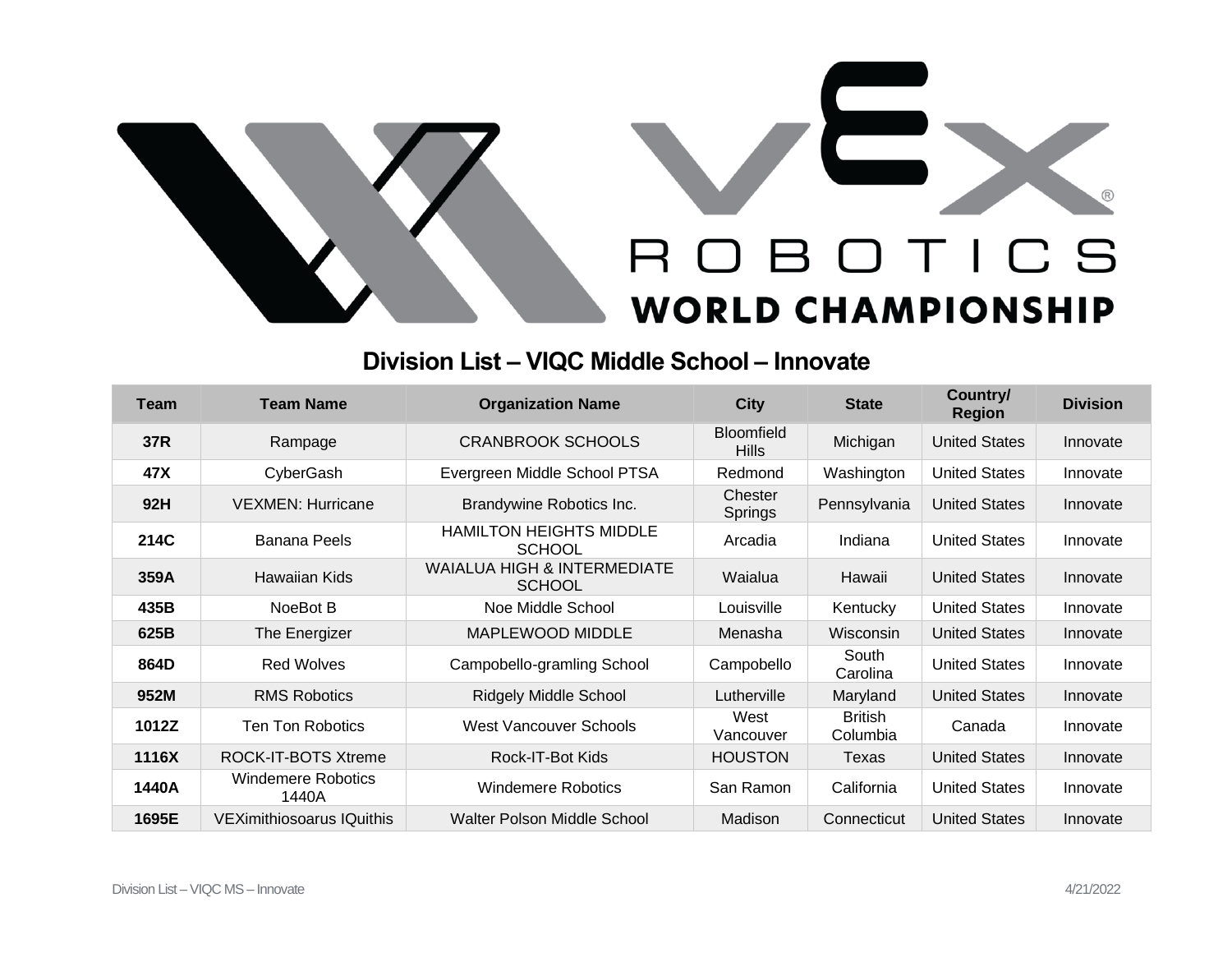# Division List – VIQC Middle School – Innovate

| Team | Team Name | Organization Name | City | State | Country/ Region | Division |
|---|---|---|---|---|---|---|
| **37R** | Rampage | CRANBROOK SCHOOLS | Bloomfield Hills | Michigan | United States | Innovate |
| **47X** | CyberGash | Evergreen Middle School PTSA | Redmond | Washington | United States | Innovate |
| **92H** | VEXMEN: Hurricane | Brandywine Robotics Inc. | Chester Springs | Pennsylvania | United States | Innovate |
| **214C** | Banana Peels | HAMILTON HEIGHTS MIDDLE SCHOOL | Arcadia | Indiana | United States | Innovate |
| **359A** | Hawaiian Kids | WAIALUA HIGH & INTERMEDIATE SCHOOL | Waialua | Hawaii | United States | Innovate |
| **435B** | NoeBot B | Noe Middle School | Louisville | Kentucky | United States | Innovate |
| **625B** | The Energizer | MAPLEWOOD MIDDLE | Menasha | Wisconsin | United States | Innovate |
| **864D** | Red Wolves | Campobello-gramling School | Campobello | South Carolina | United States | Innovate |
| **952M** | RMS Robotics | Ridgely Middle School | Lutherville | Maryland | United States | Innovate |
| **1012Z** | Ten Ton Robotics | West Vancouver Schools | West Vancouver | British Columbia | Canada | Innovate |
| **1116X** | ROCK-IT-BOTS Xtreme | Rock-IT-Bot Kids | HOUSTON | Texas | United States | Innovate |
| **1440A** | Windemere Robotics 1440A | Windemere Robotics | San Ramon | California | United States | Innovate |
| **1695E** | VEXimithiosoarus IQuithis | Walter Polson Middle School | Madison | Connecticut | United States | Innovate |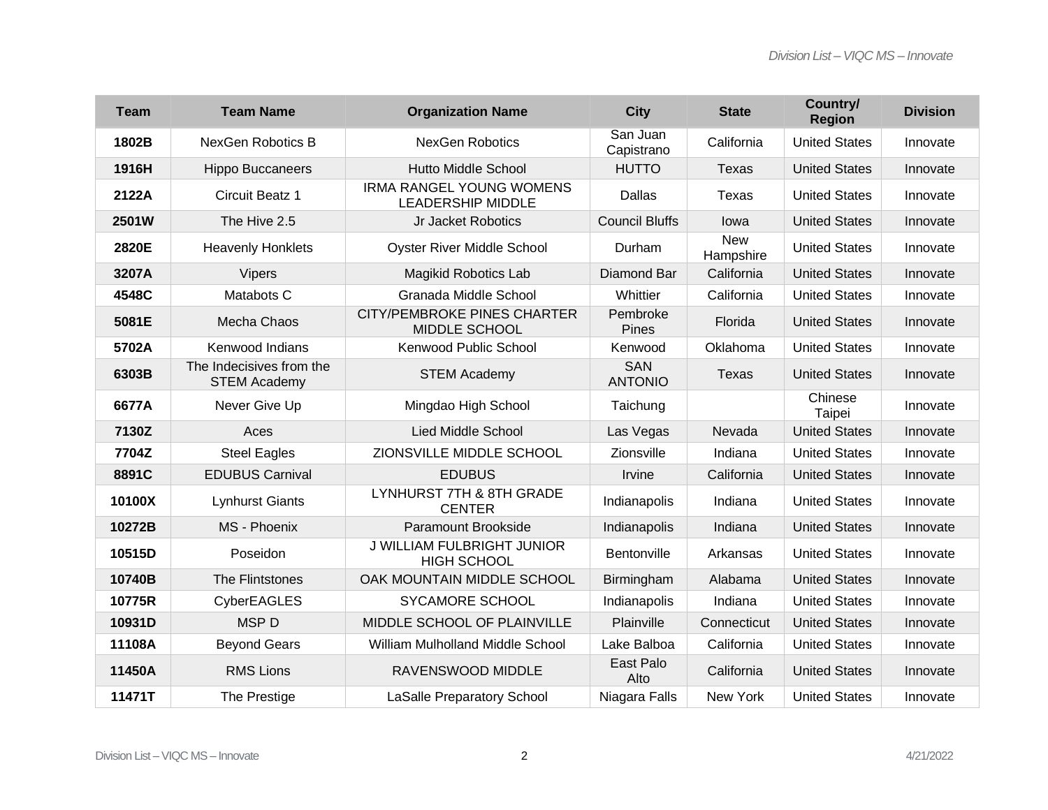| Team | Team Name | Organization Name | City | State | Country/ Region | Division |
|---|---|---|---|---|---|---|
| **1802B** | NexGen Robotics B | NexGen Robotics | San Juan Capistrano | California | United States | Innovate |
| **1916H** | Hippo Buccaneers | Hutto Middle School | HUTTO | Texas | United States | Innovate |
| **2122A** | Circuit Beatz 1 | IRMA RANGEL YOUNG WOMENS LEADERSHIP MIDDLE | Dallas | Texas | United States | Innovate |
| **2501W** | The Hive 2.5 | Jr Jacket Robotics | Council Bluffs | Iowa | United States | Innovate |
| **2820E** | Heavenly Honklets | Oyster River Middle School | Durham | New Hampshire | United States | Innovate |
| **3207A** | Vipers | Magikid Robotics Lab | Diamond Bar | California | United States | Innovate |
| **4548C** | Matabots C | Granada Middle School | Whittier | California | United States | Innovate |
| **5081E** | Mecha Chaos | CITY/PEMBROKE PINES CHARTER MIDDLE SCHOOL | Pembroke Pines | Florida | United States | Innovate |
| **5702A** | Kenwood Indians | Kenwood Public School | Kenwood | Oklahoma | United States | Innovate |
| **6303B** | The Indecisives from the STEM Academy | STEM Academy | SAN ANTONIO | Texas | United States | Innovate |
| **6677A** | Never Give Up | Mingdao High School | Taichung | | Chinese Taipei | Innovate |
| **7130Z** | Aces | Lied Middle School | Las Vegas | Nevada | United States | Innovate |
| **7704Z** | Steel Eagles | ZIONSVILLE MIDDLE SCHOOL | Zionsville | Indiana | United States | Innovate |
| **8891C** | EDUBUS Carnival | EDUBUS | Irvine | California | United States | Innovate |
| **10100X** | Lynhurst Giants | LYNHURST 7TH & 8TH GRADE CENTER | Indianapolis | Indiana | United States | Innovate |
| **10272B** | MS - Phoenix | Paramount Brookside | Indianapolis | Indiana | United States | Innovate |
| **10515D** | Poseidon | J WILLIAM FULBRIGHT JUNIOR HIGH SCHOOL | Bentonville | Arkansas | United States | Innovate |
| **10740B** | The Flintstones | OAK MOUNTAIN MIDDLE SCHOOL | Birmingham | Alabama | United States | Innovate |
| **10775R** | CyberEAGLES | SYCAMORE SCHOOL | Indianapolis | Indiana | United States | Innovate |
| **10931D** | MSP D | MIDDLE SCHOOL OF PLAINVILLE | Plainville | Connecticut | United States | Innovate |
| **11108A** | Beyond Gears | William Mulholland Middle School | Lake Balboa | California | United States | Innovate |
| **11450A** | RMS Lions | RAVENSWOOD MIDDLE | East Palo Alto | California | United States | Innovate |
| **11471T** | The Prestige | LaSalle Preparatory School | Niagara Falls | New York | United States | Innovate |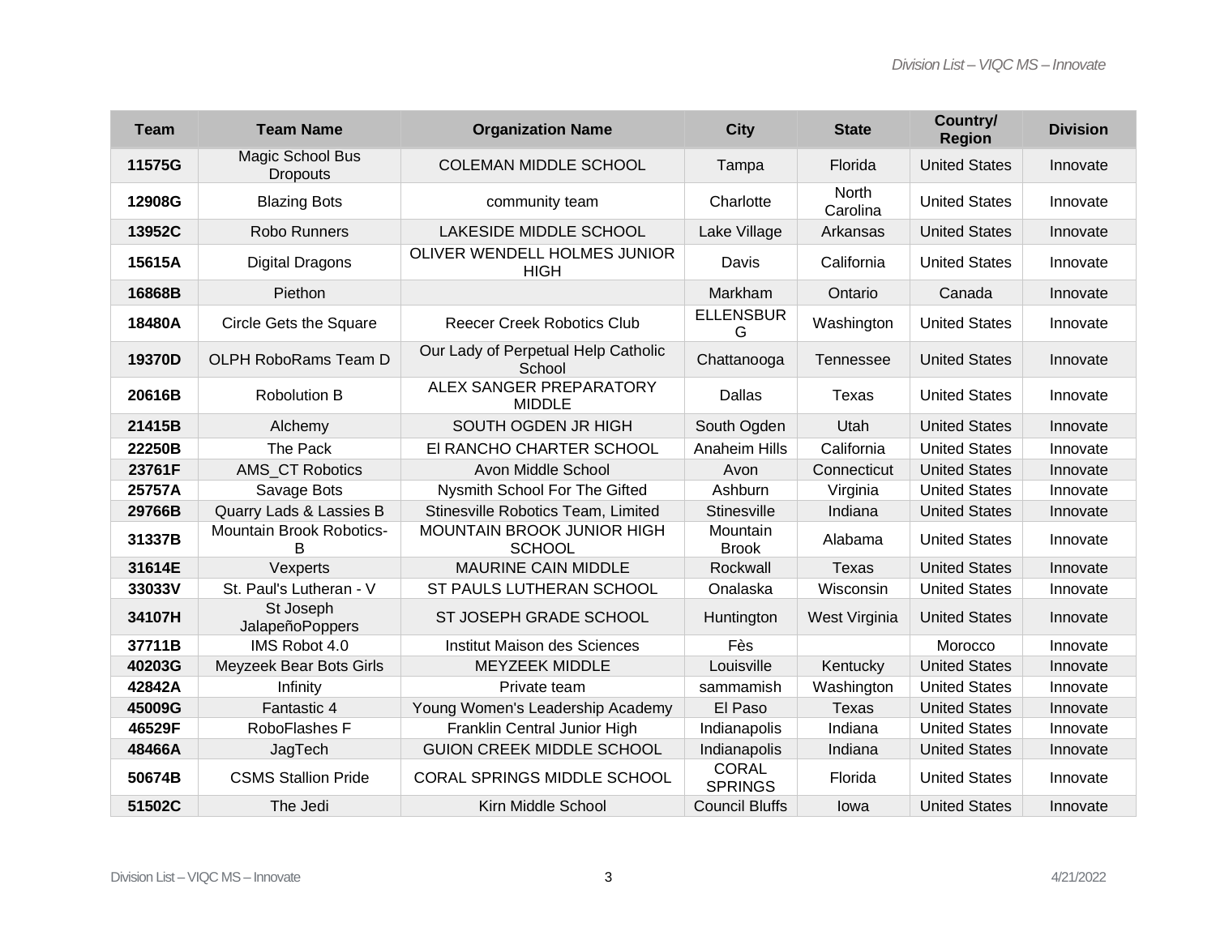| Team | Team Name | Organization Name | City | State | Country/ Region | Division |
|---|---|---|---|---|---|---|
| **11575G** | Magic School Bus Dropouts | COLEMAN MIDDLE SCHOOL | Tampa | Florida | United States | Innovate |
| **12908G** | Blazing Bots | community team | Charlotte | North Carolina | United States | Innovate |
| **13952C** | Robo Runners | LAKESIDE MIDDLE SCHOOL | Lake Village | Arkansas | United States | Innovate |
| **15615A** | Digital Dragons | OLIVER WENDELL HOLMES JUNIOR HIGH | Davis | California | United States | Innovate |
| **16868B** | Piethon | | Markham | Ontario | Canada | Innovate |
| **18480A** | Circle Gets the Square | Reecer Creek Robotics Club | ELLENSBURG | Washington | United States | Innovate |
| **19370D** | OLPH RoboRams Team D | Our Lady of Perpetual Help Catholic School | Chattanooga | Tennessee | United States | Innovate |
| **20616B** | Robolution B | ALEX SANGER PREPARATORY MIDDLE | Dallas | Texas | United States | Innovate |
| **21415B** | Alchemy | SOUTH OGDEN JR HIGH | South Ogden | Utah | United States | Innovate |
| **22250B** | The Pack | El RANCHO CHARTER SCHOOL | Anaheim Hills | California | United States | Innovate |
| **23761F** | AMS_CT Robotics | Avon Middle School | Avon | Connecticut | United States | Innovate |
| **25757A** | Savage Bots | Nysmith School For The Gifted | Ashburn | Virginia | United States | Innovate |
| **29766B** | Quarry Lads & Lassies B | Stinesville Robotics Team, Limited | Stinesville | Indiana | United States | Innovate |
| **31337B** | Mountain Brook Robotics-B | MOUNTAIN BROOK JUNIOR HIGH SCHOOL | Mountain Brook | Alabama | United States | Innovate |
| **31614E** | Vexperts | MAURINE CAIN MIDDLE | Rockwall | Texas | United States | Innovate |
| **33033V** | St. Paul's Lutheran - V | ST PAULS LUTHERAN SCHOOL | Onalaska | Wisconsin | United States | Innovate |
| **34107H** | St Joseph JalapeñoPoppers | ST JOSEPH GRADE SCHOOL | Huntington | West Virginia | United States | Innovate |
| **37711B** | IMS Robot 4.0 | Institut Maison des Sciences | Fès | | Morocco | Innovate |
| **40203G** | Meyzeek Bear Bots Girls | MEYZEEK MIDDLE | Louisville | Kentucky | United States | Innovate |
| **42842A** | Infinity | Private team | sammamish | Washington | United States | Innovate |
| **45009G** | Fantastic 4 | Young Women's Leadership Academy | El Paso | Texas | United States | Innovate |
| **46529F** | RoboFlashes F | Franklin Central Junior High | Indianapolis | Indiana | United States | Innovate |
| **48466A** | JagTech | GUION CREEK MIDDLE SCHOOL | Indianapolis | Indiana | United States | Innovate |
| **50674B** | CSMS Stallion Pride | CORAL SPRINGS MIDDLE SCHOOL | CORAL SPRINGS | Florida | United States | Innovate |
| **51502C** | The Jedi | Kirn Middle School | Council Bluffs | Iowa | United States | Innovate |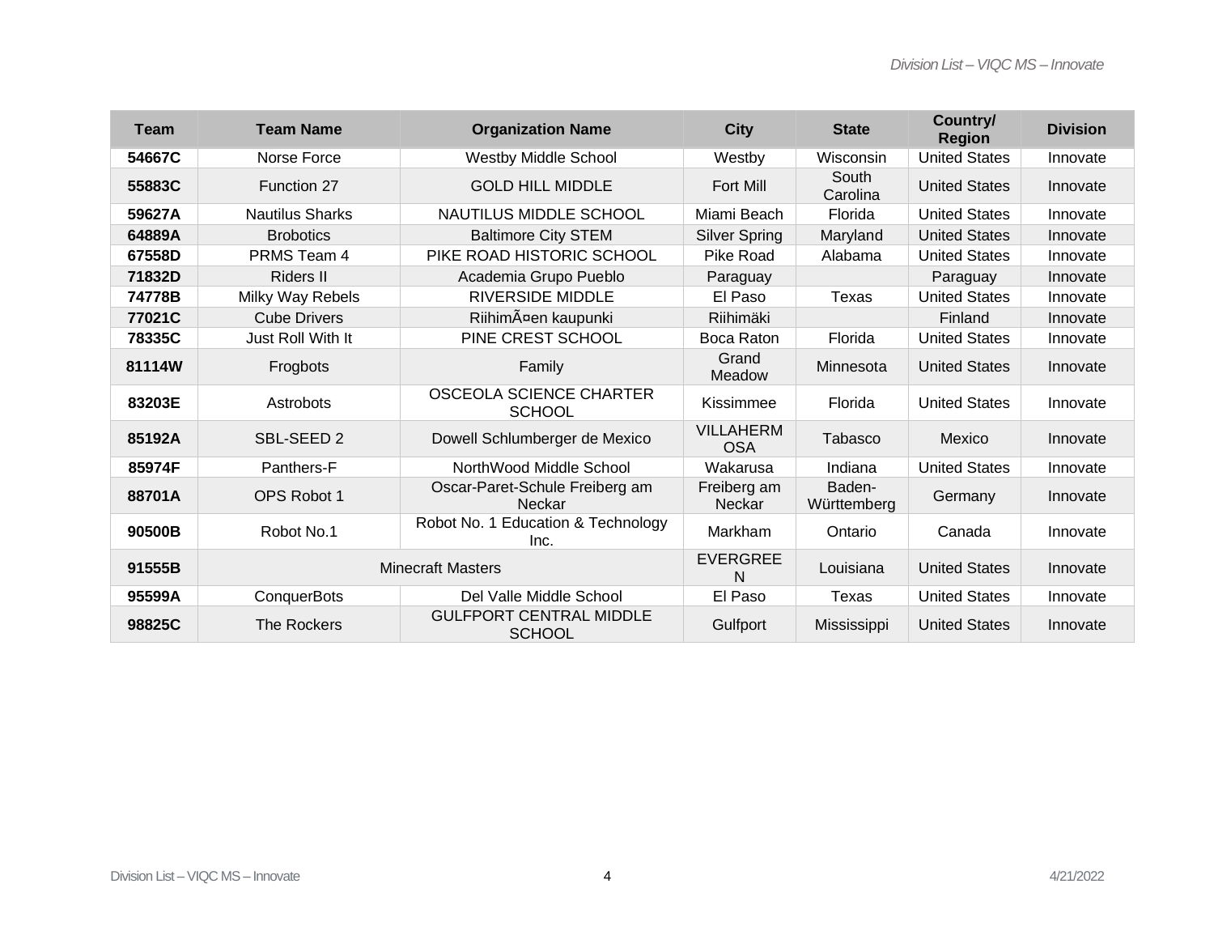| Team | Team Name | Organization Name | City | State | Country/ Region | Division |
|---|---|---|---|---|---|---|
| **54667C** | Norse Force | Westby Middle School | Westby | Wisconsin | United States | Innovate |
| **55883C** | Function 27 | GOLD HILL MIDDLE | Fort Mill | South Carolina | United States | Innovate |
| **59627A** | Nautilus Sharks | NAUTILUS MIDDLE SCHOOL | Miami Beach | Florida | United States | Innovate |
| **64889A** | Brobotics | Baltimore City STEM | Silver Spring | Maryland | United States | Innovate |
| **67558D** | PRMS Team 4 | PIKE ROAD HISTORIC SCHOOL | Pike Road | Alabama | United States | Innovate |
| **71832D** | Riders II | Academia Grupo Pueblo | Paraguay | | Paraguay | Innovate |
| **74778B** | Milky Way Rebels | RIVERSIDE MIDDLE | El Paso | Texas | United States | Innovate |
| **77021C** | Cube Drivers | RiihimÃ¤en kaupunki | Riihimäki | | Finland | Innovate |
| **78335C** | Just Roll With It | PINE CREST SCHOOL | Boca Raton | Florida | United States | Innovate |
| **81114W** | Frogbots | Family | Grand Meadow | Minnesota | United States | Innovate |
| **83203E** | Astrobots | OSCEOLA SCIENCE CHARTER SCHOOL | Kissimmee | Florida | United States | Innovate |
| **85192A** | SBL-SEED 2 | Dowell Schlumberger de Mexico | VILLAHERMOSA | Tabasco | Mexico | Innovate |
| **85974F** | Panthers-F | NorthWood Middle School | Wakarusa | Indiana | United States | Innovate |
| **88701A** | OPS Robot 1 | Oscar-Paret-Schule Freiberg am Neckar | Freiberg am Neckar | Baden-Württemberg | Germany | Innovate |
| **90500B** | Robot No.1 | Robot No. 1 Education & Technology Inc. | Markham | Ontario | Canada | Innovate |
| **91555B** | Minecraft Masters | | EVERGREEN | Louisiana | United States | Innovate |
| **95599A** | ConquerBots | Del Valle Middle School | El Paso | Texas | United States | Innovate |
| **98825C** | The Rockers | GULFPORT CENTRAL MIDDLE SCHOOL | Gulfport | Mississippi | United States | Innovate |